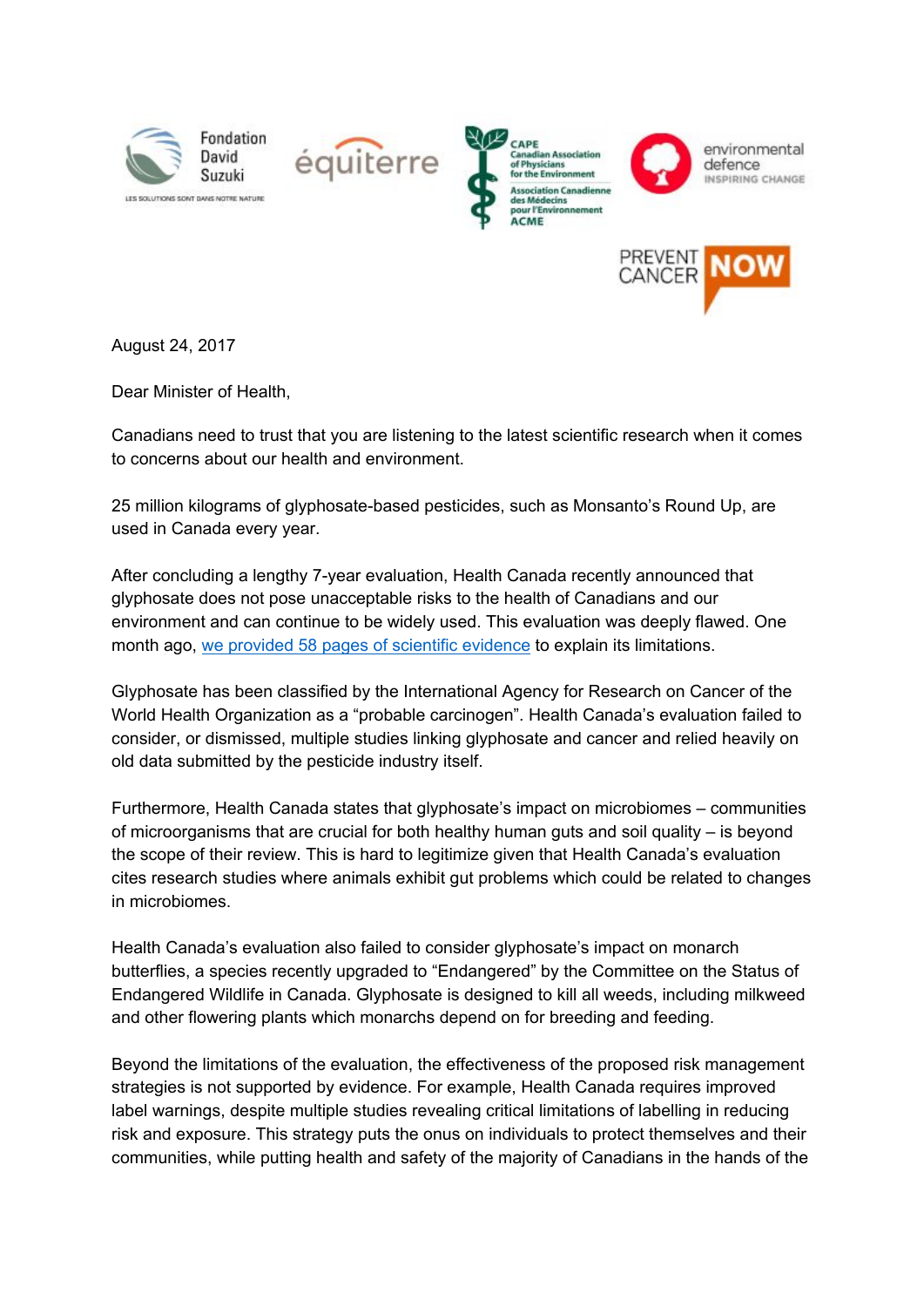Fondation David Suzuki — LES SOLUTIONS SONT DANS NOTRE NATURE

équiterre

CAPE Canadian Association of Physicians for the Environment — Association Canadienne des Médecins pour l'Environnement ACME

environmental defence — INSPIRING CHANGE

PREVENT CANCER NOW

August 24, 2017

Dear Minister of Health,

Canadians need to trust that you are listening to the latest scientific research when it comes to concerns about our health and environment.

25 million kilograms of glyphosate-based pesticides, such as Monsanto's Round Up, are used in Canada every year.

After concluding a lengthy 7-year evaluation, Health Canada recently announced that glyphosate does not pose unacceptable risks to the health of Canadians and our environment and can continue to be widely used. This evaluation was deeply flawed. One month ago, we provided 58 pages of scientific evidence to explain its limitations.

Glyphosate has been classified by the International Agency for Research on Cancer of the World Health Organization as a "probable carcinogen". Health Canada's evaluation failed to consider, or dismissed, multiple studies linking glyphosate and cancer and relied heavily on old data submitted by the pesticide industry itself.

Furthermore, Health Canada states that glyphosate's impact on microbiomes – communities of microorganisms that are crucial for both healthy human guts and soil quality – is beyond the scope of their review. This is hard to legitimize given that Health Canada's evaluation cites research studies where animals exhibit gut problems which could be related to changes in microbiomes.

Health Canada's evaluation also failed to consider glyphosate's impact on monarch butterflies, a species recently upgraded to "Endangered" by the Committee on the Status of Endangered Wildlife in Canada. Glyphosate is designed to kill all weeds, including milkweed and other flowering plants which monarchs depend on for breeding and feeding.

Beyond the limitations of the evaluation, the effectiveness of the proposed risk management strategies is not supported by evidence. For example, Health Canada requires improved label warnings, despite multiple studies revealing critical limitations of labelling in reducing risk and exposure. This strategy puts the onus on individuals to protect themselves and their communities, while putting health and safety of the majority of Canadians in the hands of the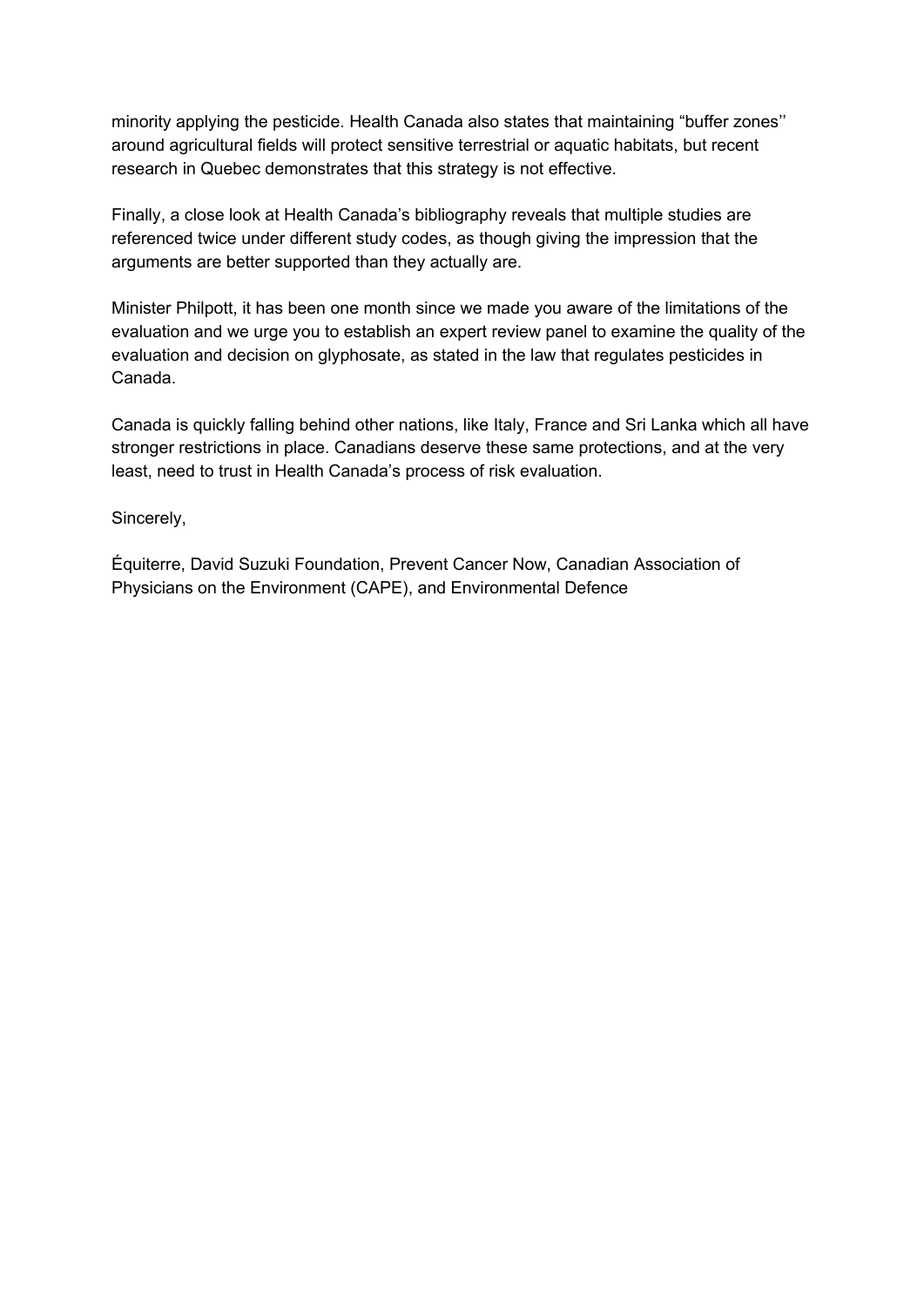minority applying the pesticide. Health Canada also states that maintaining "buffer zones'' around agricultural fields will protect sensitive terrestrial or aquatic habitats, but recent research in Quebec demonstrates that this strategy is not effective.

Finally, a close look at Health Canada's bibliography reveals that multiple studies are referenced twice under different study codes, as though giving the impression that the arguments are better supported than they actually are.

Minister Philpott, it has been one month since we made you aware of the limitations of the evaluation and we urge you to establish an expert review panel to examine the quality of the evaluation and decision on glyphosate, as stated in the law that regulates pesticides in Canada.

Canada is quickly falling behind other nations, like Italy, France and Sri Lanka which all have stronger restrictions in place. Canadians deserve these same protections, and at the very least, need to trust in Health Canada's process of risk evaluation.

Sincerely,

Équiterre, David Suzuki Foundation, Prevent Cancer Now, Canadian Association of Physicians on the Environment (CAPE), and Environmental Defence